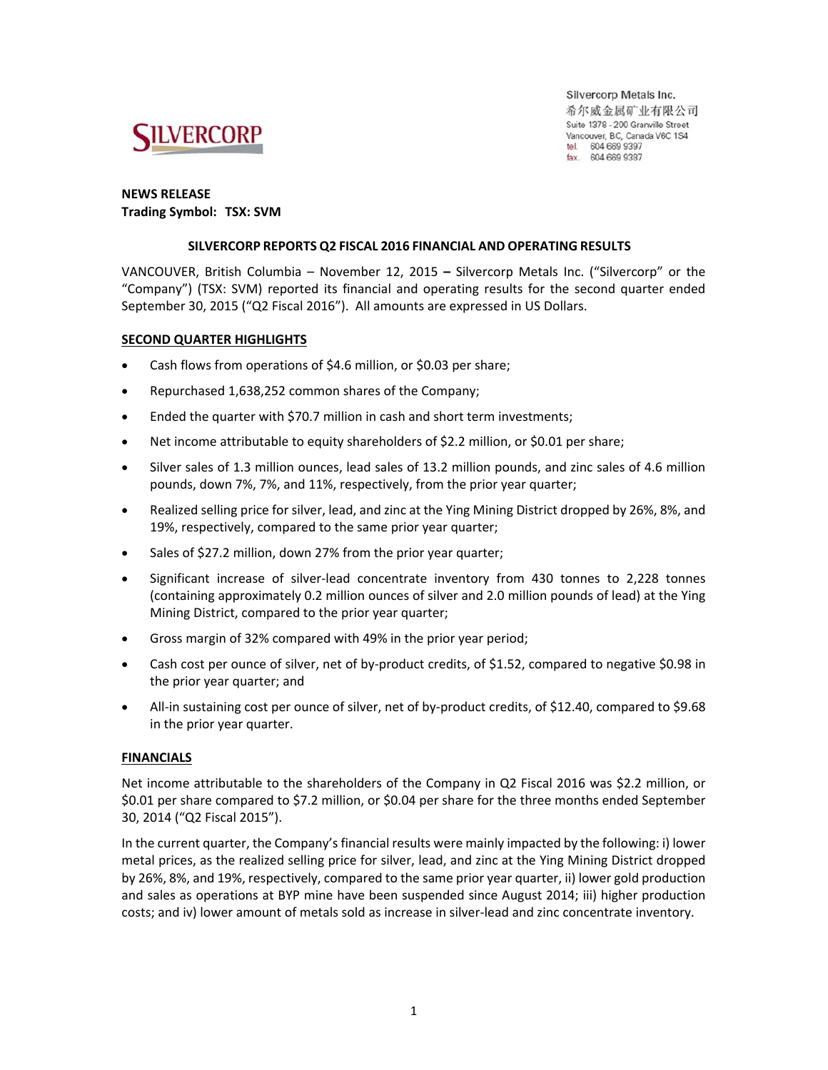Silvercorp Metals Inc.
希尔威金属矿业有限公司
Suite 1378 - 200 Granville Street
Vancouver, BC, Canada V6C 1S4
tel. 604 669 9397
fax. 604 669 9387

**NEWS RELEASE**
**Trading Symbol: TSX: SVM**

## SILVERCORP REPORTS Q2 FISCAL 2016 FINANCIAL AND OPERATING RESULTS

VANCOUVER, British Columbia – November 12, 2015 **–** Silvercorp Metals Inc. ("Silvercorp" or the "Company") (TSX: SVM) reported its financial and operating results for the second quarter ended September 30, 2015 ("Q2 Fiscal 2016"). All amounts are expressed in US Dollars.

### SECOND QUARTER HIGHLIGHTS

- Cash flows from operations of $4.6 million, or $0.03 per share;
- Repurchased 1,638,252 common shares of the Company;
- Ended the quarter with $70.7 million in cash and short term investments;
- Net income attributable to equity shareholders of $2.2 million, or $0.01 per share;
- Silver sales of 1.3 million ounces, lead sales of 13.2 million pounds, and zinc sales of 4.6 million pounds, down 7%, 7%, and 11%, respectively, from the prior year quarter;
- Realized selling price for silver, lead, and zinc at the Ying Mining District dropped by 26%, 8%, and 19%, respectively, compared to the same prior year quarter;
- Sales of $27.2 million, down 27% from the prior year quarter;
- Significant increase of silver-lead concentrate inventory from 430 tonnes to 2,228 tonnes (containing approximately 0.2 million ounces of silver and 2.0 million pounds of lead) at the Ying Mining District, compared to the prior year quarter;
- Gross margin of 32% compared with 49% in the prior year period;
- Cash cost per ounce of silver, net of by-product credits, of $1.52, compared to negative $0.98 in the prior year quarter; and
- All-in sustaining cost per ounce of silver, net of by-product credits, of $12.40, compared to $9.68 in the prior year quarter.

### FINANCIALS

Net income attributable to the shareholders of the Company in Q2 Fiscal 2016 was $2.2 million, or $0.01 per share compared to $7.2 million, or $0.04 per share for the three months ended September 30, 2014 ("Q2 Fiscal 2015").

In the current quarter, the Company's financial results were mainly impacted by the following: i) lower metal prices, as the realized selling price for silver, lead, and zinc at the Ying Mining District dropped by 26%, 8%, and 19%, respectively, compared to the same prior year quarter, ii) lower gold production and sales as operations at BYP mine have been suspended since August 2014; iii) higher production costs; and iv) lower amount of metals sold as increase in silver-lead and zinc concentrate inventory.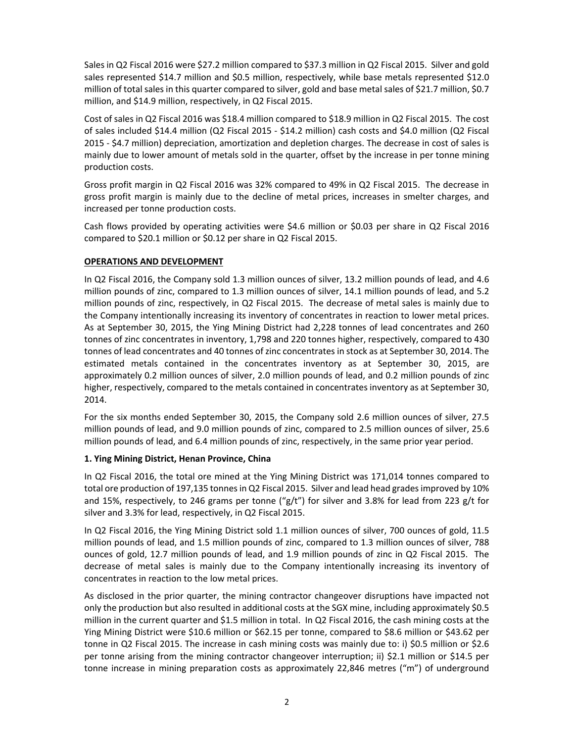Sales in Q2 Fiscal 2016 were $27.2 million compared to $37.3 million in Q2 Fiscal 2015. Silver and gold sales represented $14.7 million and $0.5 million, respectively, while base metals represented $12.0 million of total sales in this quarter compared to silver, gold and base metal sales of $21.7 million, $0.7 million, and $14.9 million, respectively, in Q2 Fiscal 2015.

Cost of sales in Q2 Fiscal 2016 was $18.4 million compared to $18.9 million in Q2 Fiscal 2015. The cost of sales included $14.4 million (Q2 Fiscal 2015 - $14.2 million) cash costs and $4.0 million (Q2 Fiscal 2015 - $4.7 million) depreciation, amortization and depletion charges. The decrease in cost of sales is mainly due to lower amount of metals sold in the quarter, offset by the increase in per tonne mining production costs.

Gross profit margin in Q2 Fiscal 2016 was 32% compared to 49% in Q2 Fiscal 2015. The decrease in gross profit margin is mainly due to the decline of metal prices, increases in smelter charges, and increased per tonne production costs.

Cash flows provided by operating activities were $4.6 million or $0.03 per share in Q2 Fiscal 2016 compared to $20.1 million or $0.12 per share in Q2 Fiscal 2015.

## OPERATIONS AND DEVELOPMENT

In Q2 Fiscal 2016, the Company sold 1.3 million ounces of silver, 13.2 million pounds of lead, and 4.6 million pounds of zinc, compared to 1.3 million ounces of silver, 14.1 million pounds of lead, and 5.2 million pounds of zinc, respectively, in Q2 Fiscal 2015. The decrease of metal sales is mainly due to the Company intentionally increasing its inventory of concentrates in reaction to lower metal prices. As at September 30, 2015, the Ying Mining District had 2,228 tonnes of lead concentrates and 260 tonnes of zinc concentrates in inventory, 1,798 and 220 tonnes higher, respectively, compared to 430 tonnes of lead concentrates and 40 tonnes of zinc concentrates in stock as at September 30, 2014. The estimated metals contained in the concentrates inventory as at September 30, 2015, are approximately 0.2 million ounces of silver, 2.0 million pounds of lead, and 0.2 million pounds of zinc higher, respectively, compared to the metals contained in concentrates inventory as at September 30, 2014.

For the six months ended September 30, 2015, the Company sold 2.6 million ounces of silver, 27.5 million pounds of lead, and 9.0 million pounds of zinc, compared to 2.5 million ounces of silver, 25.6 million pounds of lead, and 6.4 million pounds of zinc, respectively, in the same prior year period.

### 1. Ying Mining District, Henan Province, China

In Q2 Fiscal 2016, the total ore mined at the Ying Mining District was 171,014 tonnes compared to total ore production of 197,135 tonnes in Q2 Fiscal 2015. Silver and lead head grades improved by 10% and 15%, respectively, to 246 grams per tonne ("g/t") for silver and 3.8% for lead from 223 g/t for silver and 3.3% for lead, respectively, in Q2 Fiscal 2015.

In Q2 Fiscal 2016, the Ying Mining District sold 1.1 million ounces of silver, 700 ounces of gold, 11.5 million pounds of lead, and 1.5 million pounds of zinc, compared to 1.3 million ounces of silver, 788 ounces of gold, 12.7 million pounds of lead, and 1.9 million pounds of zinc in Q2 Fiscal 2015. The decrease of metal sales is mainly due to the Company intentionally increasing its inventory of concentrates in reaction to the low metal prices.

As disclosed in the prior quarter, the mining contractor changeover disruptions have impacted not only the production but also resulted in additional costs at the SGX mine, including approximately $0.5 million in the current quarter and $1.5 million in total. In Q2 Fiscal 2016, the cash mining costs at the Ying Mining District were $10.6 million or $62.15 per tonne, compared to $8.6 million or $43.62 per tonne in Q2 Fiscal 2015. The increase in cash mining costs was mainly due to: i) $0.5 million or $2.6 per tonne arising from the mining contractor changeover interruption; ii) $2.1 million or $14.5 per tonne increase in mining preparation costs as approximately 22,846 metres ("m") of underground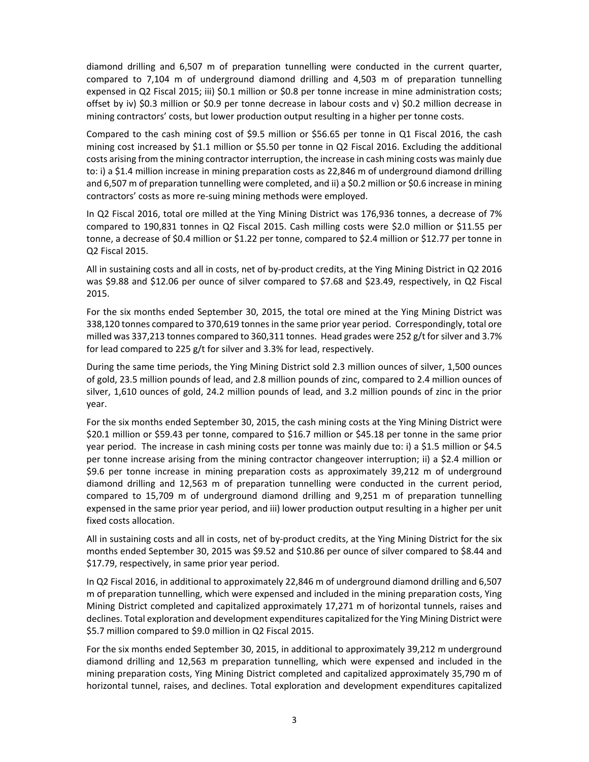diamond drilling and 6,507 m of preparation tunnelling were conducted in the current quarter, compared to 7,104 m of underground diamond drilling and 4,503 m of preparation tunnelling expensed in Q2 Fiscal 2015; iii) $0.1 million or $0.8 per tonne increase in mine administration costs; offset by iv) $0.3 million or $0.9 per tonne decrease in labour costs and v) $0.2 million decrease in mining contractors' costs, but lower production output resulting in a higher per tonne costs.

Compared to the cash mining cost of $9.5 million or $56.65 per tonne in Q1 Fiscal 2016, the cash mining cost increased by $1.1 million or $5.50 per tonne in Q2 Fiscal 2016. Excluding the additional costs arising from the mining contractor interruption, the increase in cash mining costs was mainly due to: i) a $1.4 million increase in mining preparation costs as 22,846 m of underground diamond drilling and 6,507 m of preparation tunnelling were completed, and ii) a $0.2 million or $0.6 increase in mining contractors' costs as more re-suing mining methods were employed.

In Q2 Fiscal 2016, total ore milled at the Ying Mining District was 176,936 tonnes, a decrease of 7% compared to 190,831 tonnes in Q2 Fiscal 2015. Cash milling costs were $2.0 million or $11.55 per tonne, a decrease of $0.4 million or $1.22 per tonne, compared to $2.4 million or $12.77 per tonne in Q2 Fiscal 2015.

All in sustaining costs and all in costs, net of by-product credits, at the Ying Mining District in Q2 2016 was $9.88 and $12.06 per ounce of silver compared to $7.68 and $23.49, respectively, in Q2 Fiscal 2015.

For the six months ended September 30, 2015, the total ore mined at the Ying Mining District was 338,120 tonnes compared to 370,619 tonnes in the same prior year period. Correspondingly, total ore milled was 337,213 tonnes compared to 360,311 tonnes. Head grades were 252 g/t for silver and 3.7% for lead compared to 225 g/t for silver and 3.3% for lead, respectively.

During the same time periods, the Ying Mining District sold 2.3 million ounces of silver, 1,500 ounces of gold, 23.5 million pounds of lead, and 2.8 million pounds of zinc, compared to 2.4 million ounces of silver, 1,610 ounces of gold, 24.2 million pounds of lead, and 3.2 million pounds of zinc in the prior year.

For the six months ended September 30, 2015, the cash mining costs at the Ying Mining District were $20.1 million or $59.43 per tonne, compared to $16.7 million or $45.18 per tonne in the same prior year period. The increase in cash mining costs per tonne was mainly due to: i) a $1.5 million or $4.5 per tonne increase arising from the mining contractor changeover interruption; ii) a $2.4 million or $9.6 per tonne increase in mining preparation costs as approximately 39,212 m of underground diamond drilling and 12,563 m of preparation tunnelling were conducted in the current period, compared to 15,709 m of underground diamond drilling and 9,251 m of preparation tunnelling expensed in the same prior year period, and iii) lower production output resulting in a higher per unit fixed costs allocation.

All in sustaining costs and all in costs, net of by-product credits, at the Ying Mining District for the six months ended September 30, 2015 was $9.52 and $10.86 per ounce of silver compared to $8.44 and $17.79, respectively, in same prior year period.

In Q2 Fiscal 2016, in additional to approximately 22,846 m of underground diamond drilling and 6,507 m of preparation tunnelling, which were expensed and included in the mining preparation costs, Ying Mining District completed and capitalized approximately 17,271 m of horizontal tunnels, raises and declines. Total exploration and development expenditures capitalized for the Ying Mining District were $5.7 million compared to $9.0 million in Q2 Fiscal 2015.

For the six months ended September 30, 2015, in additional to approximately 39,212 m underground diamond drilling and 12,563 m preparation tunnelling, which were expensed and included in the mining preparation costs, Ying Mining District completed and capitalized approximately 35,790 m of horizontal tunnel, raises, and declines. Total exploration and development expenditures capitalized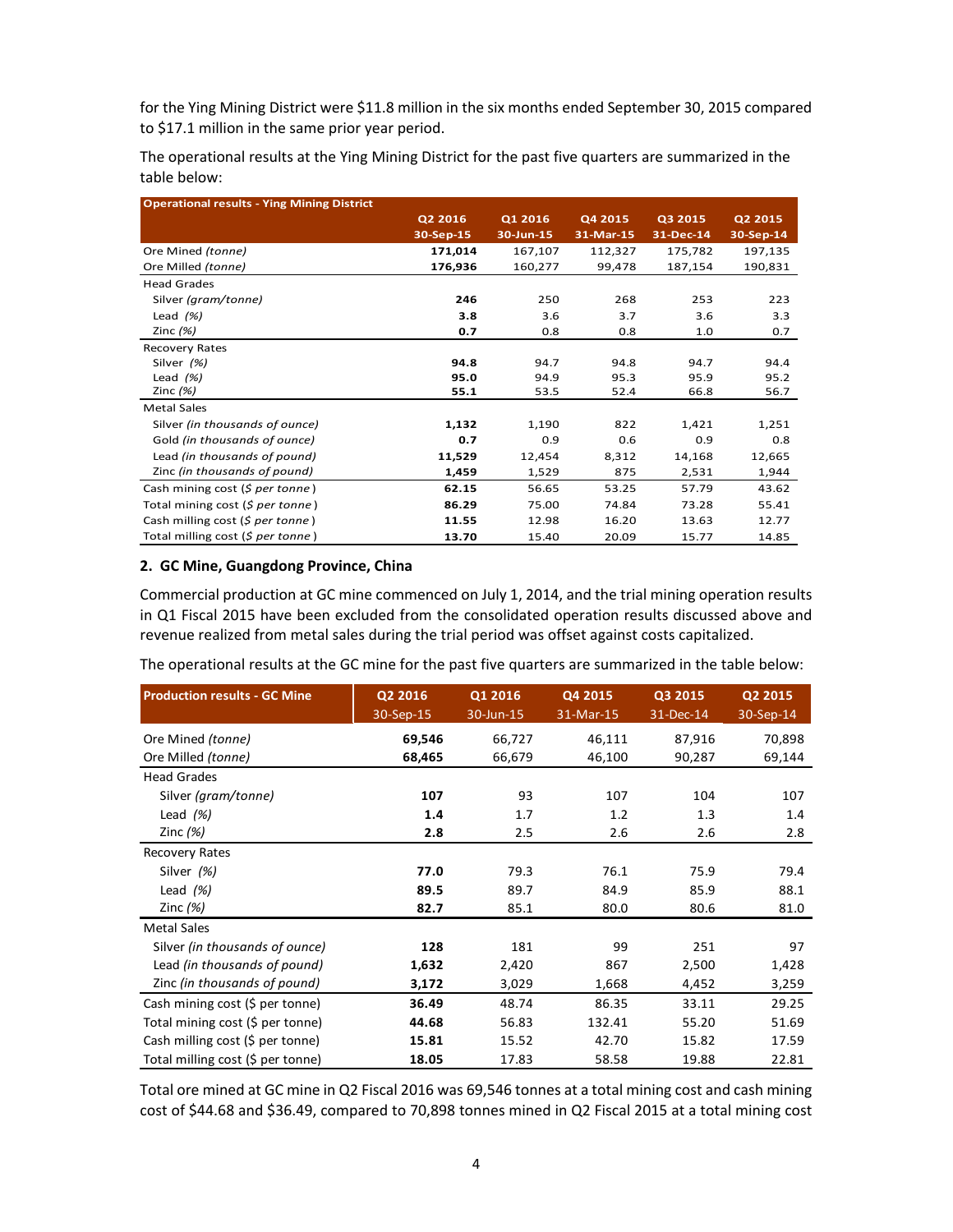for the Ying Mining District were $11.8 million in the six months ended September 30, 2015 compared to $17.1 million in the same prior year period.

The operational results at the Ying Mining District for the past five quarters are summarized in the table below:

| Operational results - Ying Mining District | Q2 2016<br>30-Sep-15 | Q1 2016<br>30-Jun-15 | Q4 2015<br>31-Mar-15 | Q3 2015<br>31-Dec-14 | Q2 2015<br>30-Sep-14 |
|---|---|---|---|---|---|
| Ore Mined *(tonne)* | **171,014** | 167,107 | 112,327 | 175,782 | 197,135 |
| Ore Milled *(tonne)* | **176,936** | 160,277 | 99,478 | 187,154 | 190,831 |
| Head Grades | | | | | |
| Silver *(gram/tonne)* | **246** | 250 | 268 | 253 | 223 |
| Lead *(%)* | **3.8** | 3.6 | 3.7 | 3.6 | 3.3 |
| Zinc *(%)* | **0.7** | 0.8 | 0.8 | 1.0 | 0.7 |
| Recovery Rates | | | | | |
| Silver *(%)* | **94.8** | 94.7 | 94.8 | 94.7 | 94.4 |
| Lead *(%)* | **95.0** | 94.9 | 95.3 | 95.9 | 95.2 |
| Zinc *(%)* | **55.1** | 53.5 | 52.4 | 66.8 | 56.7 |
| Metal Sales | | | | | |
| Silver *(in thousands of ounce)* | **1,132** | 1,190 | 822 | 1,421 | 1,251 |
| Gold *(in thousands of ounce)* | **0.7** | 0.9 | 0.6 | 0.9 | 0.8 |
| Lead *(in thousands of pound)* | **11,529** | 12,454 | 8,312 | 14,168 | 12,665 |
| Zinc *(in thousands of pound)* | **1,459** | 1,529 | 875 | 2,531 | 1,944 |
| Cash mining cost *($ per tonne)* | **62.15** | 56.65 | 53.25 | 57.79 | 43.62 |
| Total mining cost *($ per tonne)* | **86.29** | 75.00 | 74.84 | 73.28 | 55.41 |
| Cash milling cost *($ per tonne)* | **11.55** | 12.98 | 16.20 | 13.63 | 12.77 |
| Total milling cost *($ per tonne)* | **13.70** | 15.40 | 20.09 | 15.77 | 14.85 |

### 2. GC Mine, Guangdong Province, China

Commercial production at GC mine commenced on July 1, 2014, and the trial mining operation results in Q1 Fiscal 2015 have been excluded from the consolidated operation results discussed above and revenue realized from metal sales during the trial period was offset against costs capitalized.

The operational results at the GC mine for the past five quarters are summarized in the table below:

| Production results - GC Mine | Q2 2016<br>30-Sep-15 | Q1 2016<br>30-Jun-15 | Q4 2015<br>31-Mar-15 | Q3 2015<br>31-Dec-14 | Q2 2015<br>30-Sep-14 |
|---|---|---|---|---|---|
| Ore Mined *(tonne)* | **69,546** | 66,727 | 46,111 | 87,916 | 70,898 |
| Ore Milled *(tonne)* | **68,465** | 66,679 | 46,100 | 90,287 | 69,144 |
| Head Grades | | | | | |
| Silver *(gram/tonne)* | **107** | 93 | 107 | 104 | 107 |
| Lead *(%)* | **1.4** | 1.7 | 1.2 | 1.3 | 1.4 |
| Zinc *(%)* | **2.8** | 2.5 | 2.6 | 2.6 | 2.8 |
| Recovery Rates | | | | | |
| Silver *(%)* | **77.0** | 79.3 | 76.1 | 75.9 | 79.4 |
| Lead *(%)* | **89.5** | 89.7 | 84.9 | 85.9 | 88.1 |
| Zinc *(%)* | **82.7** | 85.1 | 80.0 | 80.6 | 81.0 |
| Metal Sales | | | | | |
| Silver *(in thousands of ounce)* | **128** | 181 | 99 | 251 | 97 |
| Lead *(in thousands of pound)* | **1,632** | 2,420 | 867 | 2,500 | 1,428 |
| Zinc *(in thousands of pound)* | **3,172** | 3,029 | 1,668 | 4,452 | 3,259 |
| Cash mining cost ($ per tonne) | **36.49** | 48.74 | 86.35 | 33.11 | 29.25 |
| Total mining cost ($ per tonne) | **44.68** | 56.83 | 132.41 | 55.20 | 51.69 |
| Cash milling cost ($ per tonne) | **15.81** | 15.52 | 42.70 | 15.82 | 17.59 |
| Total milling cost ($ per tonne) | **18.05** | 17.83 | 58.58 | 19.88 | 22.81 |

Total ore mined at GC mine in Q2 Fiscal 2016 was 69,546 tonnes at a total mining cost and cash mining cost of $44.68 and $36.49, compared to 70,898 tonnes mined in Q2 Fiscal 2015 at a total mining cost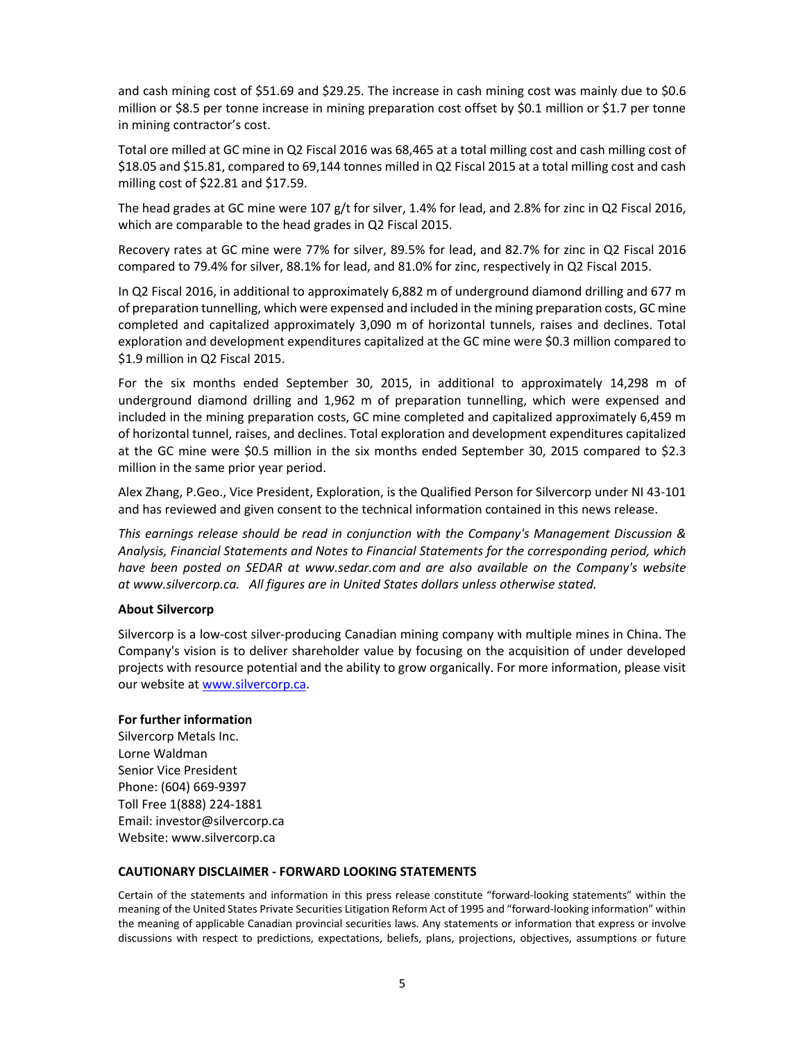and cash mining cost of $51.69 and $29.25. The increase in cash mining cost was mainly due to $0.6 million or $8.5 per tonne increase in mining preparation cost offset by $0.1 million or $1.7 per tonne in mining contractor's cost.

Total ore milled at GC mine in Q2 Fiscal 2016 was 68,465 at a total milling cost and cash milling cost of $18.05 and $15.81, compared to 69,144 tonnes milled in Q2 Fiscal 2015 at a total milling cost and cash milling cost of $22.81 and $17.59.

The head grades at GC mine were 107 g/t for silver, 1.4% for lead, and 2.8% for zinc in Q2 Fiscal 2016, which are comparable to the head grades in Q2 Fiscal 2015.

Recovery rates at GC mine were 77% for silver, 89.5% for lead, and 82.7% for zinc in Q2 Fiscal 2016 compared to 79.4% for silver, 88.1% for lead, and 81.0% for zinc, respectively in Q2 Fiscal 2015.

In Q2 Fiscal 2016, in additional to approximately 6,882 m of underground diamond drilling and 677 m of preparation tunnelling, which were expensed and included in the mining preparation costs, GC mine completed and capitalized approximately 3,090 m of horizontal tunnels, raises and declines. Total exploration and development expenditures capitalized at the GC mine were $0.3 million compared to $1.9 million in Q2 Fiscal 2015.

For the six months ended September 30, 2015, in additional to approximately 14,298 m of underground diamond drilling and 1,962 m of preparation tunnelling, which were expensed and included in the mining preparation costs, GC mine completed and capitalized approximately 6,459 m of horizontal tunnel, raises, and declines. Total exploration and development expenditures capitalized at the GC mine were $0.5 million in the six months ended September 30, 2015 compared to $2.3 million in the same prior year period.

Alex Zhang, P.Geo., Vice President, Exploration, is the Qualified Person for Silvercorp under NI 43-101 and has reviewed and given consent to the technical information contained in this news release.

*This earnings release should be read in conjunction with the Company's Management Discussion & Analysis, Financial Statements and Notes to Financial Statements for the corresponding period, which have been posted on SEDAR at www.sedar.com and are also available on the Company's website at www.silvercorp.ca. All figures are in United States dollars unless otherwise stated.*

**About Silvercorp**

Silvercorp is a low-cost silver-producing Canadian mining company with multiple mines in China. The Company's vision is to deliver shareholder value by focusing on the acquisition of under developed projects with resource potential and the ability to grow organically. For more information, please visit our website at www.silvercorp.ca.

**For further information**
Silvercorp Metals Inc.
Lorne Waldman
Senior Vice President
Phone: (604) 669-9397
Toll Free 1(888) 224-1881
Email: investor@silvercorp.ca
Website: www.silvercorp.ca

**CAUTIONARY DISCLAIMER - FORWARD LOOKING STATEMENTS**

Certain of the statements and information in this press release constitute "forward-looking statements" within the meaning of the United States Private Securities Litigation Reform Act of 1995 and "forward-looking information" within the meaning of applicable Canadian provincial securities laws. Any statements or information that express or involve discussions with respect to predictions, expectations, beliefs, plans, projections, objectives, assumptions or future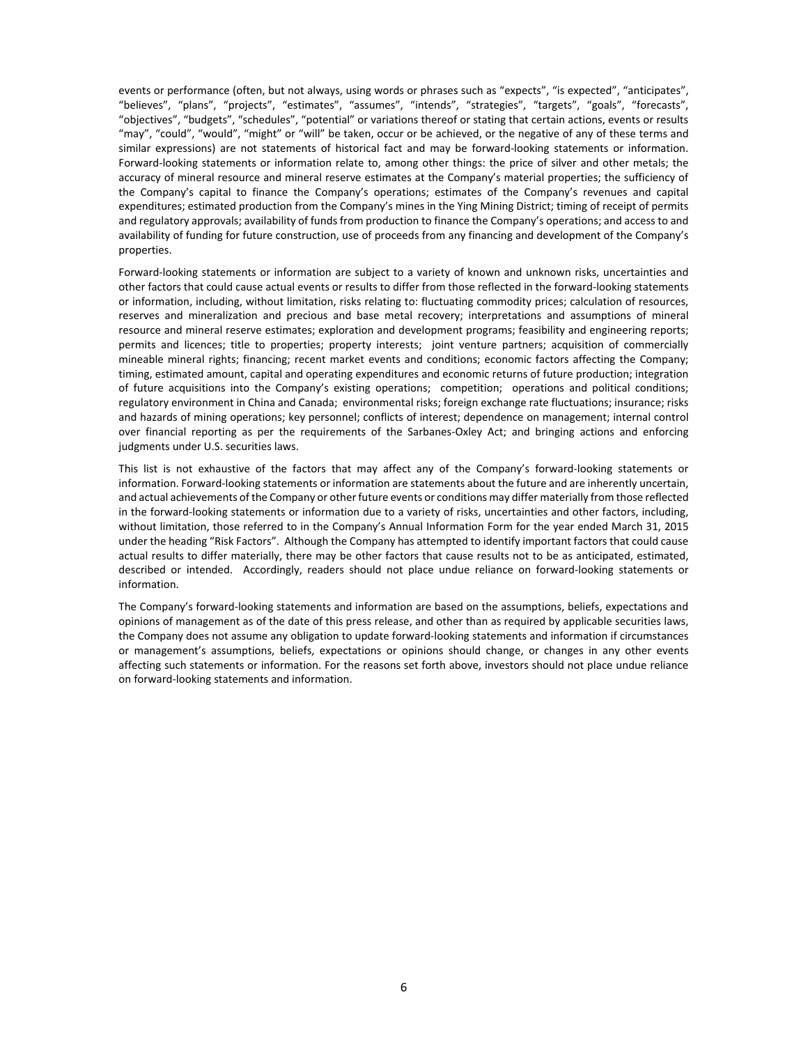events or performance (often, but not always, using words or phrases such as "expects", "is expected", "anticipates", "believes", "plans", "projects", "estimates", "assumes", "intends", "strategies", "targets", "goals", "forecasts", "objectives", "budgets", "schedules", "potential" or variations thereof or stating that certain actions, events or results "may", "could", "would", "might" or "will" be taken, occur or be achieved, or the negative of any of these terms and similar expressions) are not statements of historical fact and may be forward-looking statements or information. Forward-looking statements or information relate to, among other things: the price of silver and other metals; the accuracy of mineral resource and mineral reserve estimates at the Company's material properties; the sufficiency of the Company's capital to finance the Company's operations; estimates of the Company's revenues and capital expenditures; estimated production from the Company's mines in the Ying Mining District; timing of receipt of permits and regulatory approvals; availability of funds from production to finance the Company's operations; and access to and availability of funding for future construction, use of proceeds from any financing and development of the Company's properties.

Forward-looking statements or information are subject to a variety of known and unknown risks, uncertainties and other factors that could cause actual events or results to differ from those reflected in the forward-looking statements or information, including, without limitation, risks relating to: fluctuating commodity prices; calculation of resources, reserves and mineralization and precious and base metal recovery; interpretations and assumptions of mineral resource and mineral reserve estimates; exploration and development programs; feasibility and engineering reports; permits and licences; title to properties; property interests; joint venture partners; acquisition of commercially mineable mineral rights; financing; recent market events and conditions; economic factors affecting the Company; timing, estimated amount, capital and operating expenditures and economic returns of future production; integration of future acquisitions into the Company's existing operations; competition; operations and political conditions; regulatory environment in China and Canada; environmental risks; foreign exchange rate fluctuations; insurance; risks and hazards of mining operations; key personnel; conflicts of interest; dependence on management; internal control over financial reporting as per the requirements of the Sarbanes-Oxley Act; and bringing actions and enforcing judgments under U.S. securities laws.

This list is not exhaustive of the factors that may affect any of the Company's forward-looking statements or information. Forward-looking statements or information are statements about the future and are inherently uncertain, and actual achievements of the Company or other future events or conditions may differ materially from those reflected in the forward-looking statements or information due to a variety of risks, uncertainties and other factors, including, without limitation, those referred to in the Company's Annual Information Form for the year ended March 31, 2015 under the heading "Risk Factors". Although the Company has attempted to identify important factors that could cause actual results to differ materially, there may be other factors that cause results not to be as anticipated, estimated, described or intended. Accordingly, readers should not place undue reliance on forward-looking statements or information.

The Company's forward-looking statements and information are based on the assumptions, beliefs, expectations and opinions of management as of the date of this press release, and other than as required by applicable securities laws, the Company does not assume any obligation to update forward-looking statements and information if circumstances or management's assumptions, beliefs, expectations or opinions should change, or changes in any other events affecting such statements or information. For the reasons set forth above, investors should not place undue reliance on forward-looking statements and information.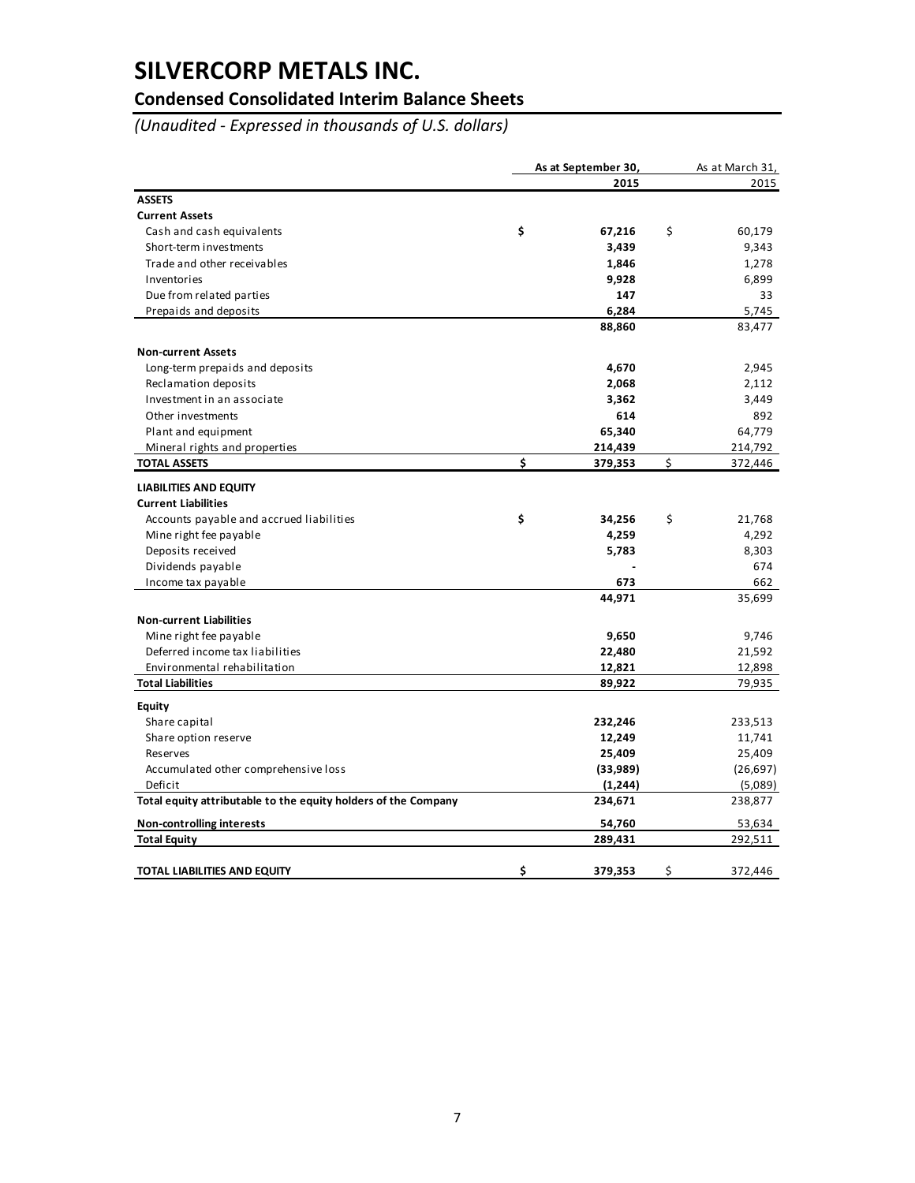# SILVERCORP METALS INC.

## Condensed Consolidated Interim Balance Sheets

*(Unaudited - Expressed in thousands of U.S. dollars)*

| | As at September 30, 2015 | As at March 31, 2015 |
|---|---|---|
| **ASSETS** | | |
| **Current Assets** | | |
| Cash and cash equivalents | **$ 67,216** | $ 60,179 |
| Short-term investments | **3,439** | 9,343 |
| Trade and other receivables | **1,846** | 1,278 |
| Inventories | **9,928** | 6,899 |
| Due from related parties | **147** | 33 |
| Prepaids and deposits | **6,284** | 5,745 |
| | **88,860** | 83,477 |
| **Non-current Assets** | | |
| Long-term prepaids and deposits | **4,670** | 2,945 |
| Reclamation deposits | **2,068** | 2,112 |
| Investment in an associate | **3,362** | 3,449 |
| Other investments | **614** | 892 |
| Plant and equipment | **65,340** | 64,779 |
| Mineral rights and properties | **214,439** | 214,792 |
| **TOTAL ASSETS** | **$ 379,353** | $ 372,446 |
| **LIABILITIES AND EQUITY** | | |
| **Current Liabilities** | | |
| Accounts payable and accrued liabilities | **$ 34,256** | $ 21,768 |
| Mine right fee payable | **4,259** | 4,292 |
| Deposits received | **5,783** | 8,303 |
| Dividends payable | **-** | 674 |
| Income tax payable | **673** | 662 |
| | **44,971** | 35,699 |
| **Non-current Liabilities** | | |
| Mine right fee payable | **9,650** | 9,746 |
| Deferred income tax liabilities | **22,480** | 21,592 |
| Environmental rehabilitation | **12,821** | 12,898 |
| **Total Liabilities** | **89,922** | 79,935 |
| **Equity** | | |
| Share capital | **232,246** | 233,513 |
| Share option reserve | **12,249** | 11,741 |
| Reserves | **25,409** | 25,409 |
| Accumulated other comprehensive loss | **(33,989)** | (26,697) |
| Deficit | **(1,244)** | (5,089) |
| **Total equity attributable to the equity holders of the Company** | **234,671** | 238,877 |
| **Non-controlling interests** | **54,760** | 53,634 |
| **Total Equity** | **289,431** | 292,511 |
| **TOTAL LIABILITIES AND EQUITY** | **$ 379,353** | $ 372,446 |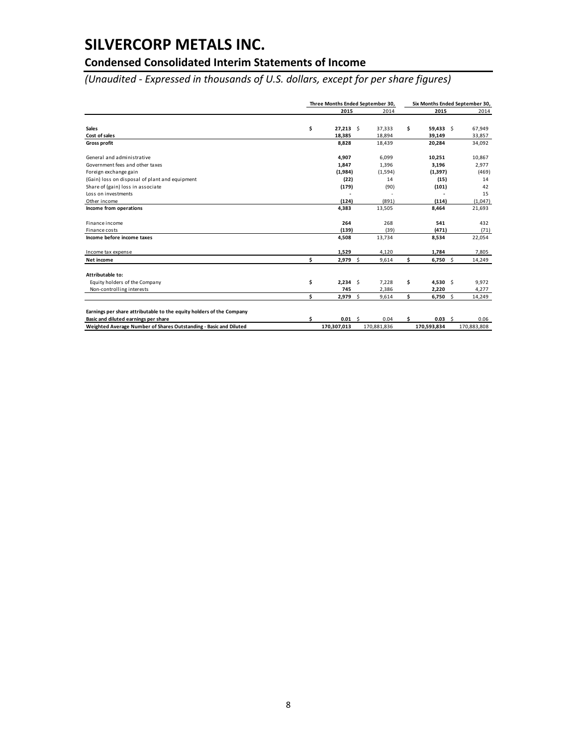# SILVERCORP METALS INC.

## Condensed Consolidated Interim Statements of Income

*(Unaudited - Expressed in thousands of U.S. dollars, except for per share figures)*

| | Three Months Ended September 30, | | Six Months Ended September 30, | |
|---|---|---|---|---|
| | **2015** | 2014 | **2015** | 2014 |
| **Sales** | **$ 27,213** | $ 37,333 | **$ 59,433** | $ 67,949 |
| **Cost of sales** | **18,385** | 18,894 | **39,149** | 33,857 |
| **Gross profit** | **8,828** | 18,439 | **20,284** | 34,092 |
| General and administrative | **4,907** | 6,099 | **10,251** | 10,867 |
| Government fees and other taxes | **1,847** | 1,396 | **3,196** | 2,977 |
| Foreign exchange gain | **(1,984)** | (1,594) | **(1,397)** | (469) |
| (Gain) loss on disposal of plant and equipment | **(22)** | 14 | **(15)** | 14 |
| Share of (gain) loss in associate | **(179)** | (90) | **(101)** | 42 |
| Loss on investments | **-** | - | **-** | 15 |
| Other income | **(124)** | (891) | **(114)** | (1,047) |
| **Income from operations** | **4,383** | 13,505 | **8,464** | 21,693 |
| Finance income | **264** | 268 | **541** | 432 |
| Finance costs | **(139)** | (39) | **(471)** | (71) |
| **Income before income taxes** | **4,508** | 13,734 | **8,534** | 22,054 |
| Income tax expense | **1,529** | 4,120 | **1,784** | 7,805 |
| **Net income** | **$ 2,979** | $ 9,614 | **$ 6,750** | $ 14,249 |
| **Attributable to:** | | | | |
| Equity holders of the Company | **$ 2,234** | $ 7,228 | **$ 4,530** | $ 9,972 |
| Non-controlling interests | **745** | 2,386 | **2,220** | 4,277 |
| | **$ 2,979** | $ 9,614 | **$ 6,750** | $ 14,249 |
| **Earnings per share attributable to the equity holders of the Company** | | | | |
| **Basic and diluted earnings per share** | **$ 0.01** | $ 0.04 | **$ 0.03** | $ 0.06 |
| **Weighted Average Number of Shares Outstanding - Basic and Diluted** | **170,307,013** | 170,881,836 | **170,593,834** | 170,883,808 |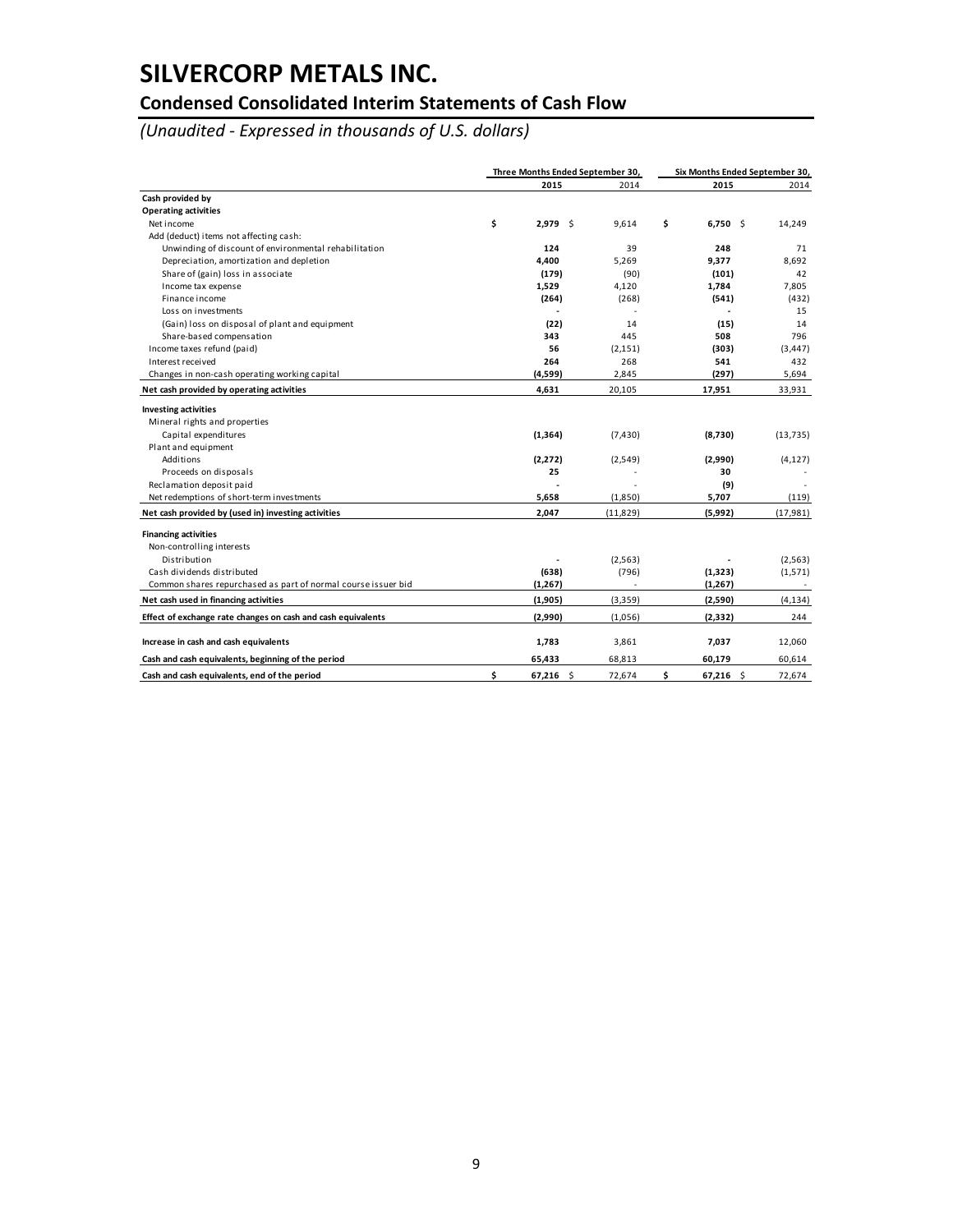# SILVERCORP METALS INC.

## Condensed Consolidated Interim Statements of Cash Flow

*(Unaudited - Expressed in thousands of U.S. dollars)*

| | Three Months Ended September 30, | | Six Months Ended September 30, | |
|---|---|---|---|---|
| | **2015** | 2014 | **2015** | 2014 |
| **Cash provided by** | | | | |
| **Operating activities** | | | | |
| Net income | **$ 2,979** | $ 9,614 | **$ 6,750** | $ 14,249 |
| Add (deduct) items not affecting cash: | | | | |
| Unwinding of discount of environmental rehabilitation | **124** | 39 | **248** | 71 |
| Depreciation, amortization and depletion | **4,400** | 5,269 | **9,377** | 8,692 |
| Share of (gain) loss in associate | **(179)** | (90) | **(101)** | 42 |
| Income tax expense | **1,529** | 4,120 | **1,784** | 7,805 |
| Finance income | **(264)** | (268) | **(541)** | (432) |
| Loss on investments | **-** | - | **-** | 15 |
| (Gain) loss on disposal of plant and equipment | **(22)** | 14 | **(15)** | 14 |
| Share-based compensation | **343** | 445 | **508** | 796 |
| Income taxes refund (paid) | **56** | (2,151) | **(303)** | (3,447) |
| Interest received | **264** | 268 | **541** | 432 |
| Changes in non-cash operating working capital | **(4,599)** | 2,845 | **(297)** | 5,694 |
| **Net cash provided by operating activities** | **4,631** | 20,105 | **17,951** | 33,931 |
| **Investing activities** | | | | |
| Mineral rights and properties | | | | |
| Capital expenditures | **(1,364)** | (7,430) | **(8,730)** | (13,735) |
| Plant and equipment | | | | |
| Additions | **(2,272)** | (2,549) | **(2,990)** | (4,127) |
| Proceeds on disposals | **25** | - | **30** | - |
| Reclamation deposit paid | **-** | - | **(9)** | - |
| Net redemptions of short-term investments | **5,658** | (1,850) | **5,707** | (119) |
| **Net cash provided by (used in) investing activities** | **2,047** | (11,829) | **(5,992)** | (17,981) |
| **Financing activities** | | | | |
| Non-controlling interests | | | | |
| Distribution | **-** | (2,563) | **-** | (2,563) |
| Cash dividends distributed | **(638)** | (796) | **(1,323)** | (1,571) |
| Common shares repurchased as part of normal course issuer bid | **(1,267)** | - | **(1,267)** | - |
| **Net cash used in financing activities** | **(1,905)** | (3,359) | **(2,590)** | (4,134) |
| **Effect of exchange rate changes on cash and cash equivalents** | **(2,990)** | (1,056) | **(2,332)** | 244 |
| **Increase in cash and cash equivalents** | **1,783** | 3,861 | **7,037** | 12,060 |
| **Cash and cash equivalents, beginning of the period** | **65,433** | 68,813 | **60,179** | 60,614 |
| **Cash and cash equivalents, end of the period** | **$ 67,216** | $ 72,674 | **$ 67,216** | $ 72,674 |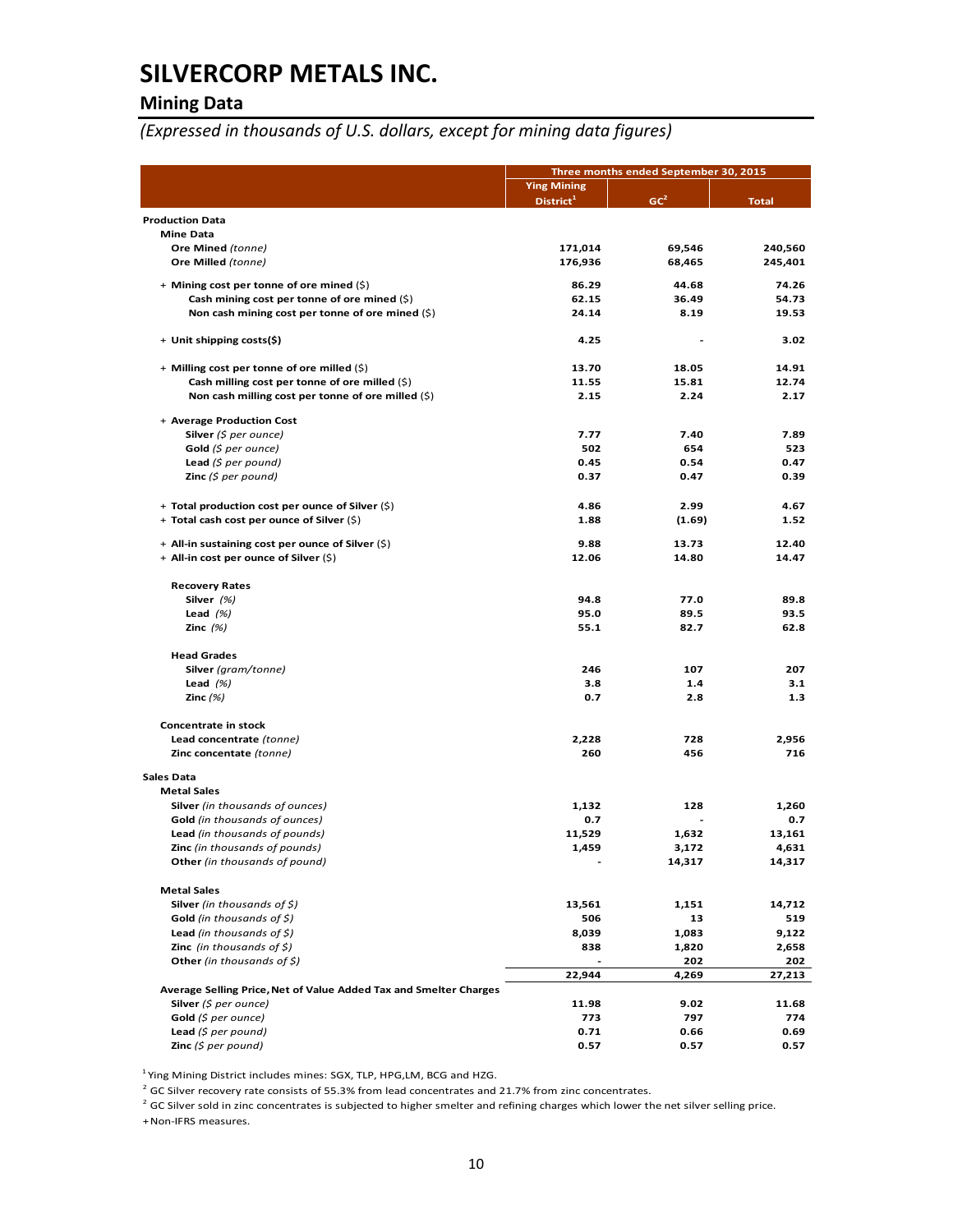# SILVERCORP METALS INC.

## Mining Data

*(Expressed in thousands of U.S. dollars, except for mining data figures)*

| | Three months ended September 30, 2015 | | |
|---|---|---|---|
| | Ying Mining District[1] | GC[2] | Total |
| **Production Data** | | | |
| **Mine Data** | | | |
| **Ore Mined** *(tonne)* | 171,014 | 69,546 | 240,560 |
| **Ore Milled** *(tonne)* | 176,936 | 68,465 | 245,401 |
| + **Mining cost per tonne of ore mined** ($) | 86.29 | 44.68 | 74.26 |
| **Cash mining cost per tonne of ore mined** ($) | 62.15 | 36.49 | 54.73 |
| **Non cash mining cost per tonne of ore mined** ($) | 24.14 | 8.19 | 19.53 |
| + **Unit shipping costs($)** | 4.25 | - | 3.02 |
| + **Milling cost per tonne of ore milled** ($) | 13.70 | 18.05 | 14.91 |
| **Cash milling cost per tonne of ore milled** ($) | 11.55 | 15.81 | 12.74 |
| **Non cash milling cost per tonne of ore milled** ($) | 2.15 | 2.24 | 2.17 |
| + **Average Production Cost** | | | |
| **Silver** *($ per ounce)* | 7.77 | 7.40 | 7.89 |
| **Gold** *($ per ounce)* | 502 | 654 | 523 |
| **Lead** *($ per pound)* | 0.45 | 0.54 | 0.47 |
| **Zinc** *($ per pound)* | 0.37 | 0.47 | 0.39 |
| + **Total production cost per ounce of Silver** ($) | 4.86 | 2.99 | 4.67 |
| + **Total cash cost per ounce of Silver** ($) | 1.88 | (1.69) | 1.52 |
| + **All-in sustaining cost per ounce of Silver** ($) | 9.88 | 13.73 | 12.40 |
| + **All-in cost per ounce of Silver** ($) | 12.06 | 14.80 | 14.47 |
| **Recovery Rates** | | | |
| **Silver** *(%)* | 94.8 | 77.0 | 89.8 |
| **Lead** *(%)* | 95.0 | 89.5 | 93.5 |
| **Zinc** *(%)* | 55.1 | 82.7 | 62.8 |
| **Head Grades** | | | |
| **Silver** *(gram/tonne)* | 246 | 107 | 207 |
| **Lead** *(%)* | 3.8 | 1.4 | 3.1 |
| **Zinc** *(%)* | 0.7 | 2.8 | 1.3 |
| **Concentrate in stock** | | | |
| **Lead concentrate** *(tonne)* | 2,228 | 728 | 2,956 |
| **Zinc concentate** *(tonne)* | 260 | 456 | 716 |
| **Sales Data** | | | |
| **Metal Sales** | | | |
| **Silver** *(in thousands of ounces)* | 1,132 | 128 | 1,260 |
| **Gold** *(in thousands of ounces)* | 0.7 | - | 0.7 |
| **Lead** *(in thousands of pounds)* | 11,529 | 1,632 | 13,161 |
| **Zinc** *(in thousands of pounds)* | 1,459 | 3,172 | 4,631 |
| **Other** *(in thousands of pound)* | - | 14,317 | 14,317 |
| **Metal Sales** | | | |
| **Silver** *(in thousands of $)* | 13,561 | 1,151 | 14,712 |
| **Gold** *(in thousands of $)* | 506 | 13 | 519 |
| **Lead** *(in thousands of $)* | 8,039 | 1,083 | 9,122 |
| **Zinc** *(in thousands of $)* | 838 | 1,820 | 2,658 |
| **Other** *(in thousands of $)* | - | 202 | 202 |
| | 22,944 | 4,269 | 27,213 |
| **Average Selling Price, Net of Value Added Tax and Smelter Charges** | | | |
| **Silver** *($ per ounce)* | 11.98 | 9.02 | 11.68 |
| **Gold** *($ per ounce)* | 773 | 797 | 774 |
| **Lead** *($ per pound)* | 0.71 | 0.66 | 0.69 |
| **Zinc** *($ per pound)* | 0.57 | 0.57 | 0.57 |

[1] Ying Mining District includes mines: SGX, TLP, HPG,LM, BCG and HZG.

[2] GC Silver recovery rate consists of 55.3% from lead concentrates and 21.7% from zinc concentrates.

[2] GC Silver sold in zinc concentrates is subjected to higher smelter and refining charges which lower the net silver selling price.

+Non-IFRS measures.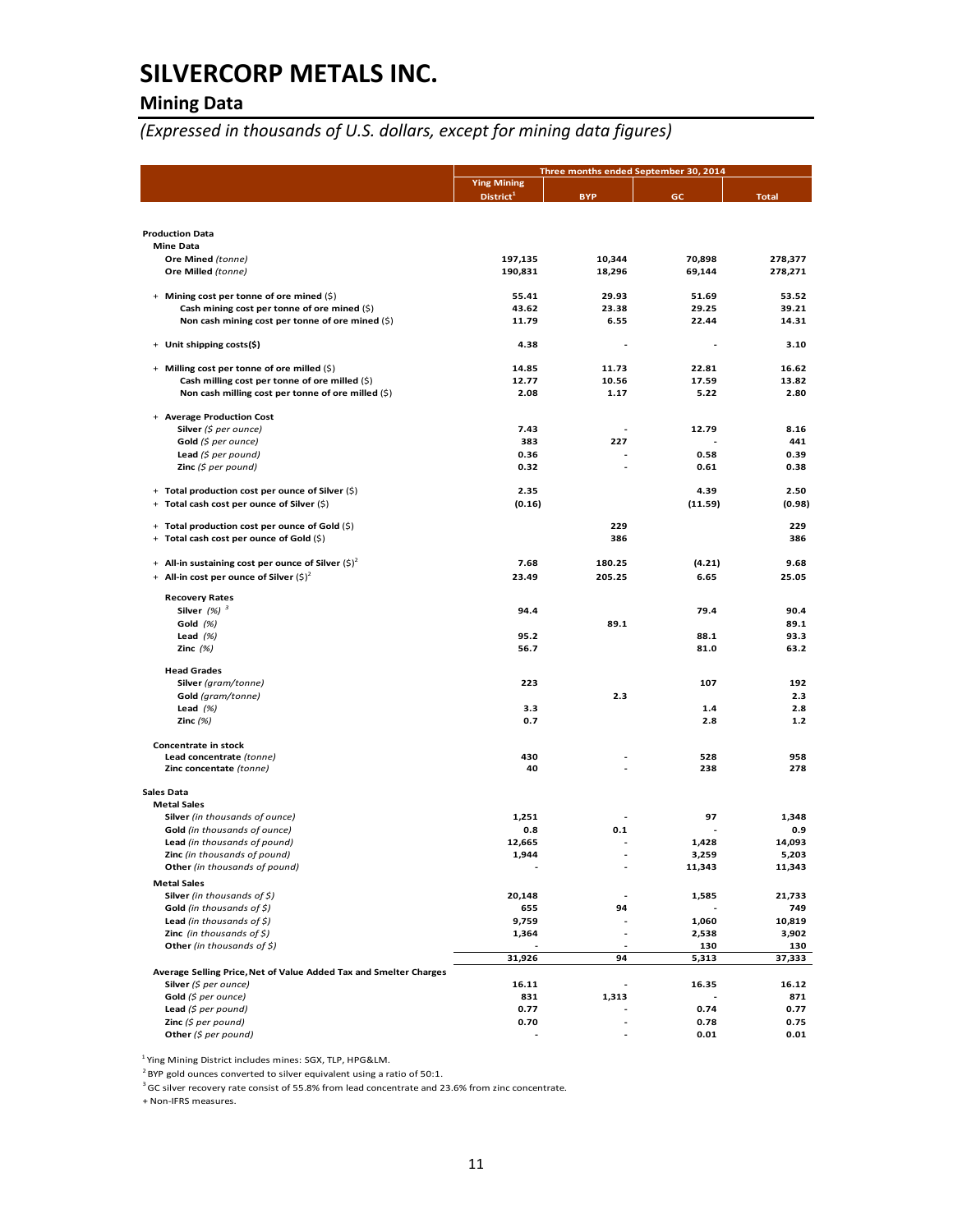# SILVERCORP METALS INC.

## Mining Data

*(Expressed in thousands of U.S. dollars, except for mining data figures)*

| | Three months ended September 30, 2014 | | | |
|---|---|---|---|---|
| | Ying Mining District[1] | BYP | GC | Total |
| **Production Data** | | | | |
| **Mine Data** | | | | |
| **Ore Mined** *(tonne)* | 197,135 | 10,344 | 70,898 | 278,377 |
| **Ore Milled** *(tonne)* | 190,831 | 18,296 | 69,144 | 278,271 |
| + **Mining cost per tonne of ore mined** ($) | 55.41 | 29.93 | 51.69 | 53.52 |
| **Cash mining cost per tonne of ore mined** ($) | 43.62 | 23.38 | 29.25 | 39.21 |
| **Non cash mining cost per tonne of ore mined** ($) | 11.79 | 6.55 | 22.44 | 14.31 |
| + **Unit shipping costs($)** | 4.38 | - | - | 3.10 |
| + **Milling cost per tonne of ore milled** ($) | 14.85 | 11.73 | 22.81 | 16.62 |
| **Cash milling cost per tonne of ore milled** ($) | 12.77 | 10.56 | 17.59 | 13.82 |
| **Non cash milling cost per tonne of ore milled** ($) | 2.08 | 1.17 | 5.22 | 2.80 |
| + **Average Production Cost** | | | | |
| **Silver** *($ per ounce)* | 7.43 | - | 12.79 | 8.16 |
| **Gold** *($ per ounce)* | 383 | 227 | - | 441 |
| **Lead** *($ per pound)* | 0.36 | - | 0.58 | 0.39 |
| **Zinc** *($ per pound)* | 0.32 | - | 0.61 | 0.38 |
| + **Total production cost per ounce of Silver** ($) | 2.35 | | 4.39 | 2.50 |
| + **Total cash cost per ounce of Silver** ($) | (0.16) | | (11.59) | (0.98) |
| + **Total production cost per ounce of Gold** ($) | | 229 | | 229 |
| + **Total cash cost per ounce of Gold** ($) | | 386 | | 386 |
| + **All-in sustaining cost per ounce of Silver** ($)[2] | 7.68 | 180.25 | (4.21) | 9.68 |
| + **All-in cost per ounce of Silver** ($)[2] | 23.49 | 205.25 | 6.65 | 25.05 |
| **Recovery Rates** | | | | |
| **Silver** *(%)* [3] | 94.4 | | 79.4 | 90.4 |
| **Gold** *(%)* | | 89.1 | | 89.1 |
| **Lead** *(%)* | 95.2 | | 88.1 | 93.3 |
| **Zinc** *(%)* | 56.7 | | 81.0 | 63.2 |
| **Head Grades** | | | | |
| **Silver** *(gram/tonne)* | 223 | | 107 | 192 |
| **Gold** *(gram/tonne)* | | 2.3 | | 2.3 |
| **Lead** *(%)* | 3.3 | | 1.4 | 2.8 |
| **Zinc** *(%)* | 0.7 | | 2.8 | 1.2 |
| **Concentrate in stock** | | | | |
| **Lead concentrate** *(tonne)* | 430 | - | 528 | 958 |
| **Zinc concentate** *(tonne)* | 40 | - | 238 | 278 |
| **Sales Data** | | | | |
| **Metal Sales** | | | | |
| **Silver** *(in thousands of ounce)* | 1,251 | - | 97 | 1,348 |
| **Gold** *(in thousands of ounce)* | 0.8 | 0.1 | - | 0.9 |
| **Lead** *(in thousands of pound)* | 12,665 | - | 1,428 | 14,093 |
| **Zinc** *(in thousands of pound)* | 1,944 | - | 3,259 | 5,203 |
| **Other** *(in thousands of pound)* | - | - | 11,343 | 11,343 |
| **Metal Sales** | | | | |
| **Silver** *(in thousands of $)* | 20,148 | - | 1,585 | 21,733 |
| **Gold** *(in thousands of $)* | 655 | 94 | - | 749 |
| **Lead** *(in thousands of $)* | 9,759 | - | 1,060 | 10,819 |
| **Zinc** *(in thousands of $)* | 1,364 | - | 2,538 | 3,902 |
| **Other** *(in thousands of $)* | - | - | 130 | 130 |
| | 31,926 | 94 | 5,313 | 37,333 |
| **Average Selling Price, Net of Value Added Tax and Smelter Charges** | | | | |
| **Silver** *($ per ounce)* | 16.11 | - | 16.35 | 16.12 |
| **Gold** *($ per ounce)* | 831 | 1,313 | - | 871 |
| **Lead** *($ per pound)* | 0.77 | - | 0.74 | 0.77 |
| **Zinc** *($ per pound)* | 0.70 | - | 0.78 | 0.75 |
| **Other** *($ per pound)* | - | - | 0.01 | 0.01 |

[1] Ying Mining District includes mines: SGX, TLP, HPG&LM.

[2] BYP gold ounces converted to silver equivalent using a ratio of 50:1.

[3] GC silver recovery rate consist of 55.8% from lead concentrate and 23.6% from zinc concentrate.

\+ Non-IFRS measures.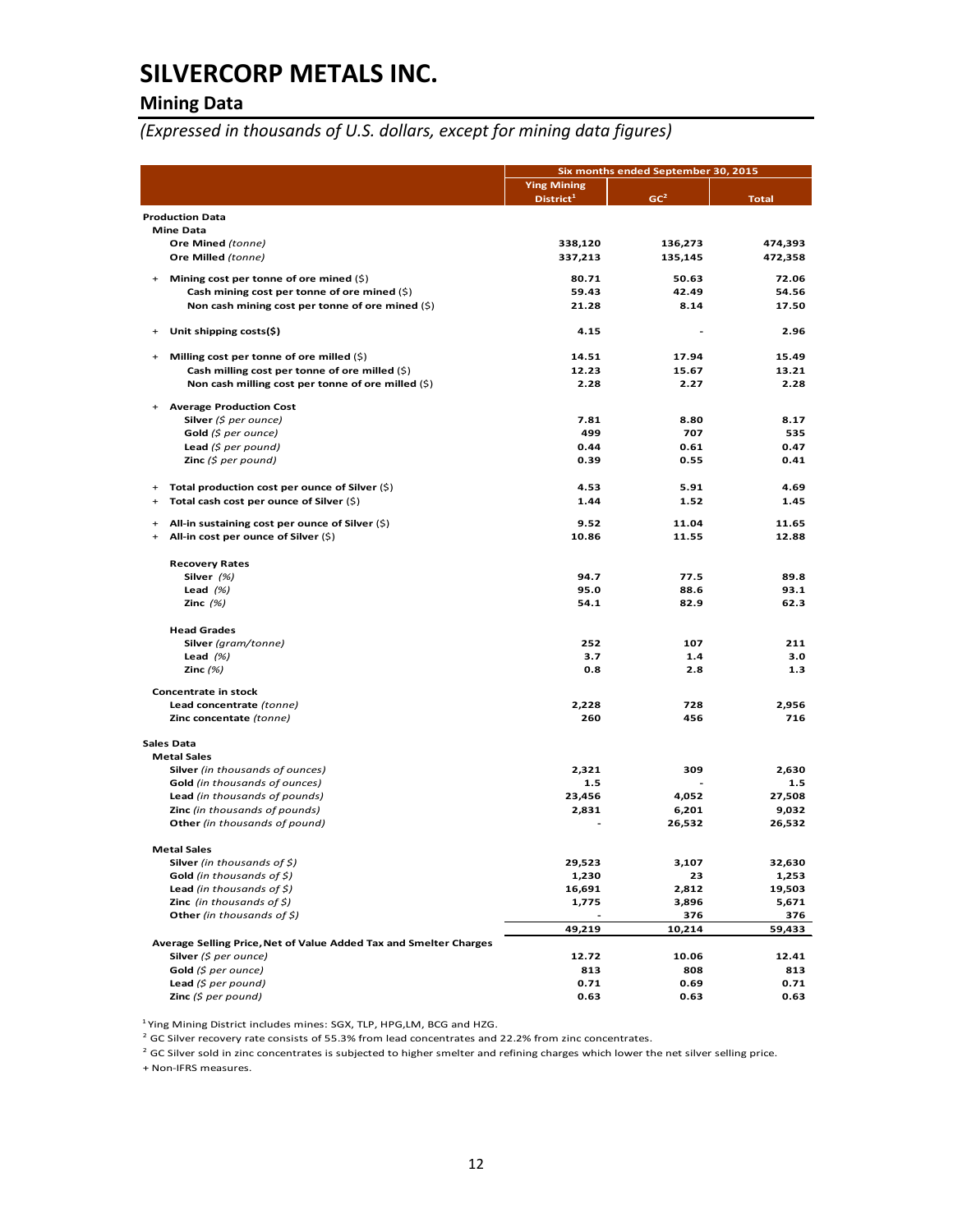# SILVERCORP METALS INC.

## Mining Data

*(Expressed in thousands of U.S. dollars, except for mining data figures)*

| | Six months ended September 30, 2015 | | |
|---|---|---|---|
| | Ying Mining District[1] | GC[2] | Total |
| **Production Data** | | | |
| **Mine Data** | | | |
| **Ore Mined** *(tonne)* | 338,120 | 136,273 | 474,393 |
| **Ore Milled** *(tonne)* | 337,213 | 135,145 | 472,358 |
| + **Mining cost per tonne of ore mined** ($) | 80.71 | 50.63 | 72.06 |
| **Cash mining cost per tonne of ore mined** ($) | 59.43 | 42.49 | 54.56 |
| **Non cash mining cost per tonne of ore mined** ($) | 21.28 | 8.14 | 17.50 |
| + **Unit shipping costs($)** | 4.15 | - | 2.96 |
| + **Milling cost per tonne of ore milled** ($) | 14.51 | 17.94 | 15.49 |
| **Cash milling cost per tonne of ore milled** ($) | 12.23 | 15.67 | 13.21 |
| **Non cash milling cost per tonne of ore milled** ($) | 2.28 | 2.27 | 2.28 |
| + **Average Production Cost** | | | |
| **Silver** *($ per ounce)* | 7.81 | 8.80 | 8.17 |
| **Gold** *($ per ounce)* | 499 | 707 | 535 |
| **Lead** *($ per pound)* | 0.44 | 0.61 | 0.47 |
| **Zinc** *($ per pound)* | 0.39 | 0.55 | 0.41 |
| + **Total production cost per ounce of Silver** ($) | 4.53 | 5.91 | 4.69 |
| + **Total cash cost per ounce of Silver** ($) | 1.44 | 1.52 | 1.45 |
| + **All-in sustaining cost per ounce of Silver** ($) | 9.52 | 11.04 | 11.65 |
| + **All-in cost per ounce of Silver** ($) | 10.86 | 11.55 | 12.88 |
| **Recovery Rates** | | | |
| **Silver** *(%)* | 94.7 | 77.5 | 89.8 |
| **Lead** *(%)* | 95.0 | 88.6 | 93.1 |
| **Zinc** *(%)* | 54.1 | 82.9 | 62.3 |
| **Head Grades** | | | |
| **Silver** *(gram/tonne)* | 252 | 107 | 211 |
| **Lead** *(%)* | 3.7 | 1.4 | 3.0 |
| **Zinc** *(%)* | 0.8 | 2.8 | 1.3 |
| **Concentrate in stock** | | | |
| **Lead concentrate** *(tonne)* | 2,228 | 728 | 2,956 |
| **Zinc concentate** *(tonne)* | 260 | 456 | 716 |
| **Sales Data** | | | |
| **Metal Sales** | | | |
| **Silver** *(in thousands of ounces)* | 2,321 | 309 | 2,630 |
| **Gold** *(in thousands of ounces)* | 1.5 | - | 1.5 |
| **Lead** *(in thousands of pounds)* | 23,456 | 4,052 | 27,508 |
| **Zinc** *(in thousands of pounds)* | 2,831 | 6,201 | 9,032 |
| **Other** *(in thousands of pound)* | - | 26,532 | 26,532 |
| **Metal Sales** | | | |
| **Silver** *(in thousands of $)* | 29,523 | 3,107 | 32,630 |
| **Gold** *(in thousands of $)* | 1,230 | 23 | 1,253 |
| **Lead** *(in thousands of $)* | 16,691 | 2,812 | 19,503 |
| **Zinc** *(in thousands of $)* | 1,775 | 3,896 | 5,671 |
| **Other** *(in thousands of $)* | - | 376 | 376 |
| | 49,219 | 10,214 | 59,433 |
| **Average Selling Price, Net of Value Added Tax and Smelter Charges** | | | |
| **Silver** *($ per ounce)* | 12.72 | 10.06 | 12.41 |
| **Gold** *($ per ounce)* | 813 | 808 | 813 |
| **Lead** *($ per pound)* | 0.71 | 0.69 | 0.71 |
| **Zinc** *($ per pound)* | 0.63 | 0.63 | 0.63 |

[1] Ying Mining District includes mines: SGX, TLP, HPG,LM, BCG and HZG.

[2] GC Silver recovery rate consists of 55.3% from lead concentrates and 22.2% from zinc concentrates.

[2] GC Silver sold in zinc concentrates is subjected to higher smelter and refining charges which lower the net silver selling price.

+ Non-IFRS measures.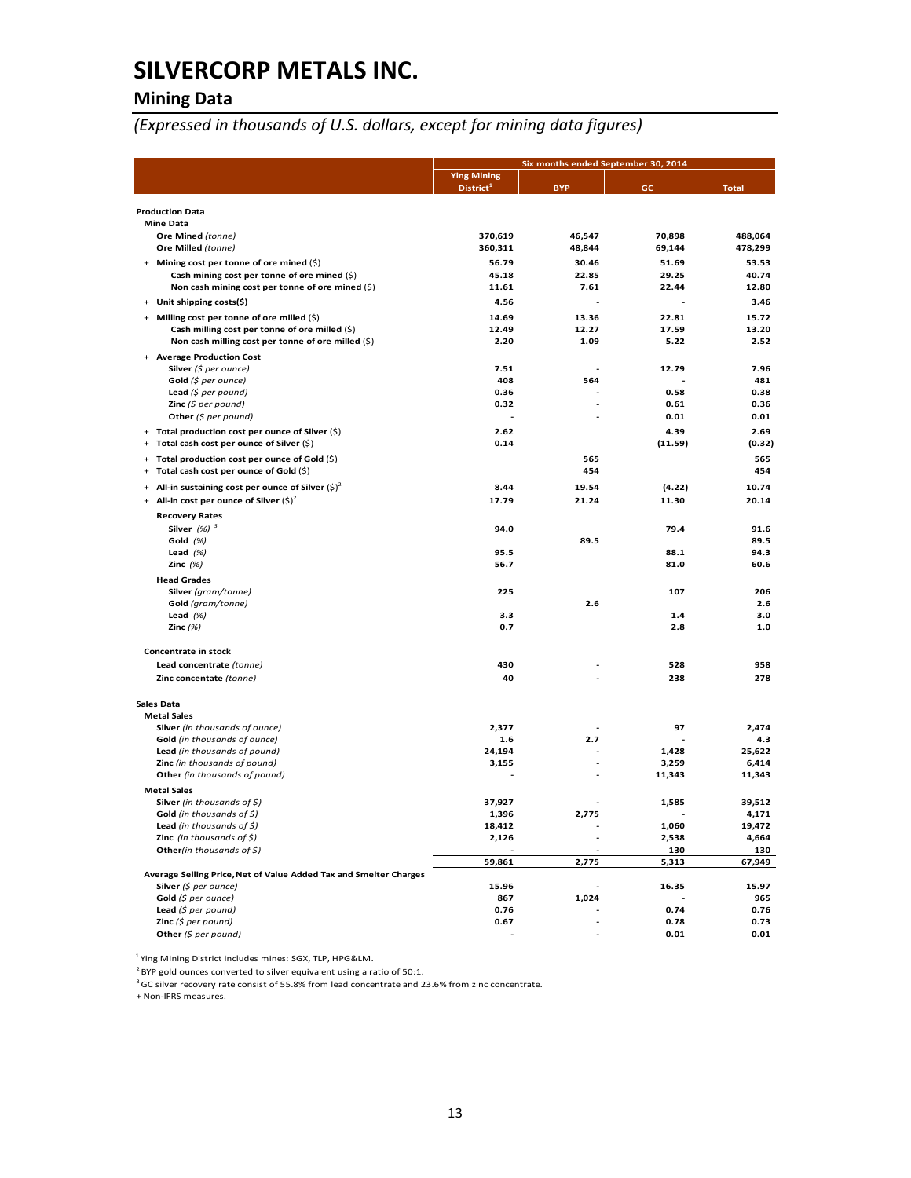# SILVERCORP METALS INC.

## Mining Data

*(Expressed in thousands of U.S. dollars, except for mining data figures)*

| | Six months ended September 30, 2014 | | | |
|---|---|---|---|---|
| | Ying Mining District[1] | BYP | GC | Total |
| **Production Data** | | | | |
| **Mine Data** | | | | |
| **Ore Mined** *(tonne)* | 370,619 | 46,547 | 70,898 | 488,064 |
| **Ore Milled** *(tonne)* | 360,311 | 48,844 | 69,144 | 478,299 |
| + **Mining cost per tonne of ore mined** ($) | 56.79 | 30.46 | 51.69 | 53.53 |
| **Cash mining cost per tonne of ore mined** ($) | 45.18 | 22.85 | 29.25 | 40.74 |
| **Non cash mining cost per tonne of ore mined** ($) | 11.61 | 7.61 | 22.44 | 12.80 |
| + **Unit shipping costs($)** | 4.56 | - | - | 3.46 |
| + **Milling cost per tonne of ore milled** ($) | 14.69 | 13.36 | 22.81 | 15.72 |
| **Cash milling cost per tonne of ore milled** ($) | 12.49 | 12.27 | 17.59 | 13.20 |
| **Non cash milling cost per tonne of ore milled** ($) | 2.20 | 1.09 | 5.22 | 2.52 |
| + **Average Production Cost** | | | | |
| **Silver** *($ per ounce)* | 7.51 | - | 12.79 | 7.96 |
| **Gold** *($ per ounce)* | 408 | 564 | - | 481 |
| **Lead** *($ per pound)* | 0.36 | - | 0.58 | 0.38 |
| **Zinc** *($ per pound)* | 0.32 | - | 0.61 | 0.36 |
| **Other** *($ per pound)* | - | - | 0.01 | 0.01 |
| + **Total production cost per ounce of Silver** ($) | 2.62 | | 4.39 | 2.69 |
| + **Total cash cost per ounce of Silver** ($) | 0.14 | | (11.59) | (0.32) |
| + **Total production cost per ounce of Gold** ($) | | 565 | | 565 |
| + **Total cash cost per ounce of Gold** ($) | | 454 | | 454 |
| + **All-in sustaining cost per ounce of Silver** ($)[2] | 8.44 | 19.54 | (4.22) | 10.74 |
| + **All-in cost per ounce of Silver** ($)[2] | 17.79 | 21.24 | 11.30 | 20.14 |
| **Recovery Rates** | | | | |
| **Silver** *(%)* [3] | 94.0 | | 79.4 | 91.6 |
| **Gold** *(%)* | | 89.5 | | 89.5 |
| **Lead** *(%)* | 95.5 | | 88.1 | 94.3 |
| **Zinc** *(%)* | 56.7 | | 81.0 | 60.6 |
| **Head Grades** | | | | |
| **Silver** *(gram/tonne)* | 225 | | 107 | 206 |
| **Gold** *(gram/tonne)* | | 2.6 | | 2.6 |
| **Lead** *(%)* | 3.3 | | 1.4 | 3.0 |
| **Zinc** *(%)* | 0.7 | | 2.8 | 1.0 |
| **Concentrate in stock** | | | | |
| **Lead concentrate** *(tonne)* | 430 | - | 528 | 958 |
| **Zinc concentate** *(tonne)* | 40 | - | 238 | 278 |
| **Sales Data** | | | | |
| **Metal Sales** | | | | |
| **Silver** *(in thousands of ounce)* | 2,377 | - | 97 | 2,474 |
| **Gold** *(in thousands of ounce)* | 1.6 | 2.7 | - | 4.3 |
| **Lead** *(in thousands of pound)* | 24,194 | - | 1,428 | 25,622 |
| **Zinc** *(in thousands of pound)* | 3,155 | - | 3,259 | 6,414 |
| **Other** *(in thousands of pound)* | - | - | 11,343 | 11,343 |
| **Metal Sales** | | | | |
| **Silver** *(in thousands of $)* | 37,927 | - | 1,585 | 39,512 |
| **Gold** *(in thousands of $)* | 1,396 | 2,775 | - | 4,171 |
| **Lead** *(in thousands of $)* | 18,412 | - | 1,060 | 19,472 |
| **Zinc** *(in thousands of $)* | 2,126 | - | 2,538 | 4,664 |
| **Other***(in thousands of $)* | - | - | 130 | 130 |
| | 59,861 | 2,775 | 5,313 | 67,949 |
| **Average Selling Price, Net of Value Added Tax and Smelter Charges** | | | | |
| **Silver** *($ per ounce)* | 15.96 | - | 16.35 | 15.97 |
| **Gold** *($ per ounce)* | 867 | 1,024 | - | 965 |
| **Lead** *($ per pound)* | 0.76 | - | 0.74 | 0.76 |
| **Zinc** *($ per pound)* | 0.67 | - | 0.78 | 0.73 |
| **Other** *($ per pound)* | - | - | 0.01 | 0.01 |

[1] Ying Mining District includes mines: SGX, TLP, HPG&LM.

[2] BYP gold ounces converted to silver equivalent using a ratio of 50:1.

[3] GC silver recovery rate consist of 55.8% from lead concentrate and 23.6% from zinc concentrate.

+ Non-IFRS measures.